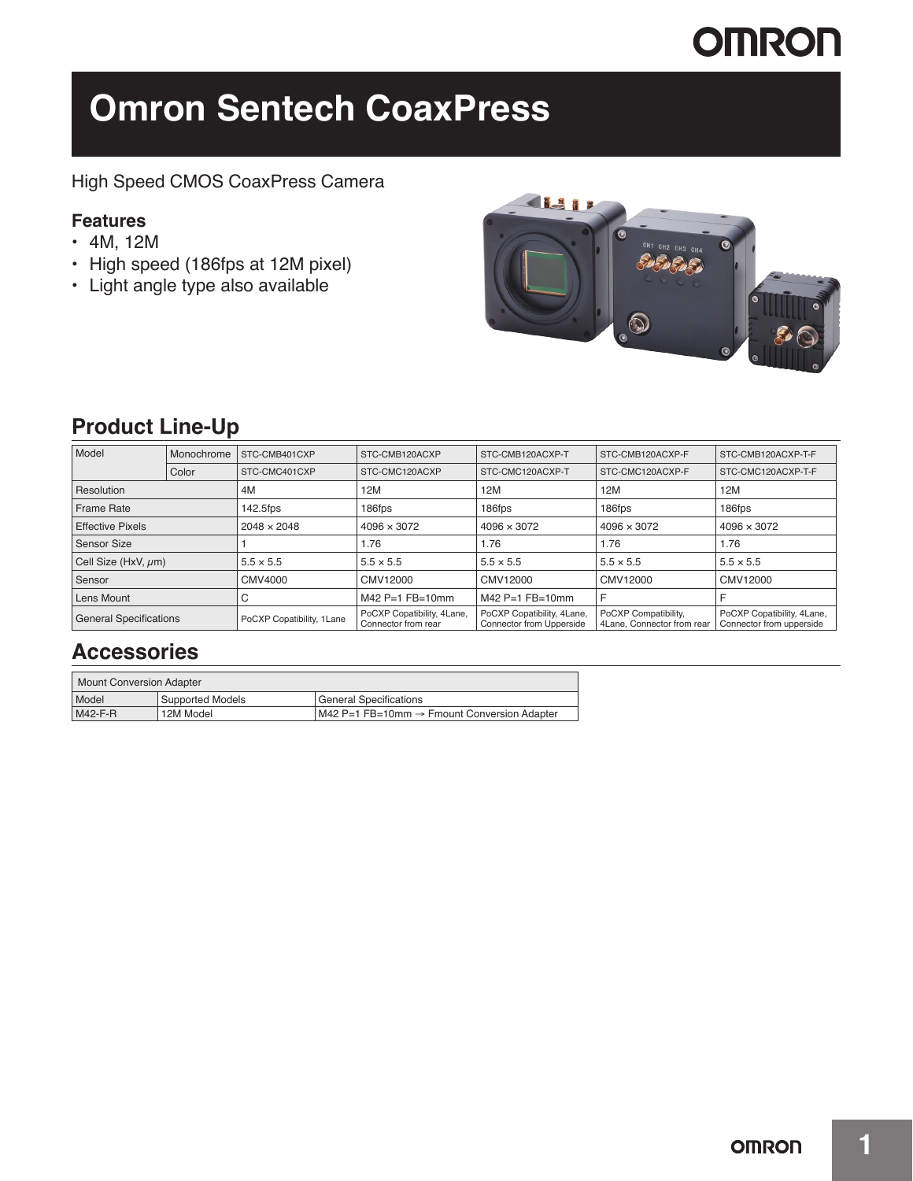# Omron Sentech CoaxPress

High Speed CMOS CoaxPress Camera

### Features

- 4M, 12M
- High speed (186fps at 12M pixel)
- Light angle type also available

## Product Line-Up

| Model | | | | | | |
|---|---|---|---|---|---|---|
| | Monochrome | STC-CMB401CXP | STC-CMB120ACXP | STC-CMB120ACXP-T | STC-CMB120ACXP-F | STC-CMB120ACXP-T-F |
| | Color | STC-CMC401CXP | STC-CMC120ACXP | STC-CMC120ACXP-T | STC-CMC120ACXP-F | STC-CMC120ACXP-T-F |
| Resolution | | 4M | 12M | 12M | 12M | 12M |
| Frame Rate | | 142.5fps | 186fps | 186fps | 186fps | 186fps |
| Effective Pixels | | 2048 × 2048 | 4096 × 3072 | 4096 × 3072 | 4096 × 3072 | 4096 × 3072 |
| Sensor Size | | 1 | 1.76 | 1.76 | 1.76 | 1.76 |
| Cell Size (HxV, $\mu m$) | | 5.5 × 5.5 | 5.5 × 5.5 | 5.5 × 5.5 | 5.5 × 5.5 | 5.5 × 5.5 |
| Sensor | | CMV4000 | CMV12000 | CMV12000 | CMV12000 | CMV12000 |
| Lens Mount | | C | M42 P=1 FB=10mm | M42 P=1 FB=10mm | F | F |
| General Specifications | | PoCXP Copatibility, 1Lane | PoCXP Copatibility, 4Lane, Connector from rear | PoCXP Copatibility, 4Lane, Connector from Upperside | PoCXP Compatibility, 4Lane, Connector from rear | PoCXP Copatibility, 4Lane, Connector from upperside |

## Accessories

| Mount Conversion Adapter | | |
|---|---|---|
| Model | Supported Models | General Specifications |
| M42-F-R | 12M Model | M42 P=1 FB=10mm → Fmount Conversion Adapter |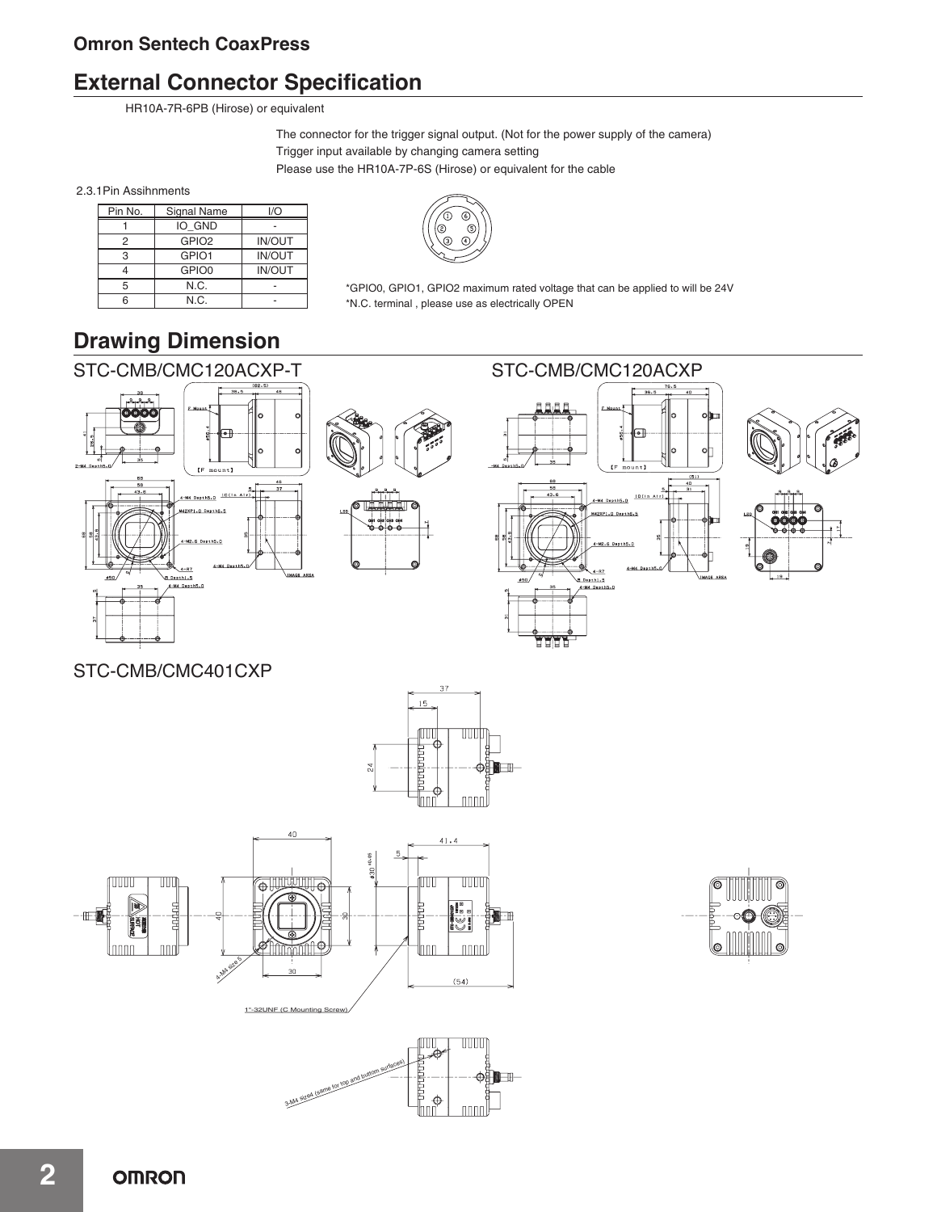# External Connector Specification

HR10A-7R-6PB (Hirose) or equivalent

The connector for the trigger signal output. (Not for the power supply of the camera)
Trigger input available by changing camera setting
Please use the HR10A-7P-6S (Hirose) or equivalent for the cable

2.3.1Pin Assihnments

| Pin No. | Signal Name | I/O |
|---|---|---|
| 1 | IO_GND | - |
| 2 | GPIO2 | IN/OUT |
| 3 | GPIO1 | IN/OUT |
| 4 | GPIO0 | IN/OUT |
| 5 | N.C. | - |
| 6 | N.C. | - |

*GPIO0, GPIO1, GPIO2 maximum rated voltage that can be applied to will be 24V
*N.C. terminal , please use as electrically OPEN

# Drawing Dimension

## STC-CMB/CMC120ACXP-T

## STC-CMB/CMC120ACXP

## STC-CMB/CMC401CXP

4-M4 size 5

1"-32UNF (C Mounting Screw)

3-M4 size4 (same for top and bottom surfaces)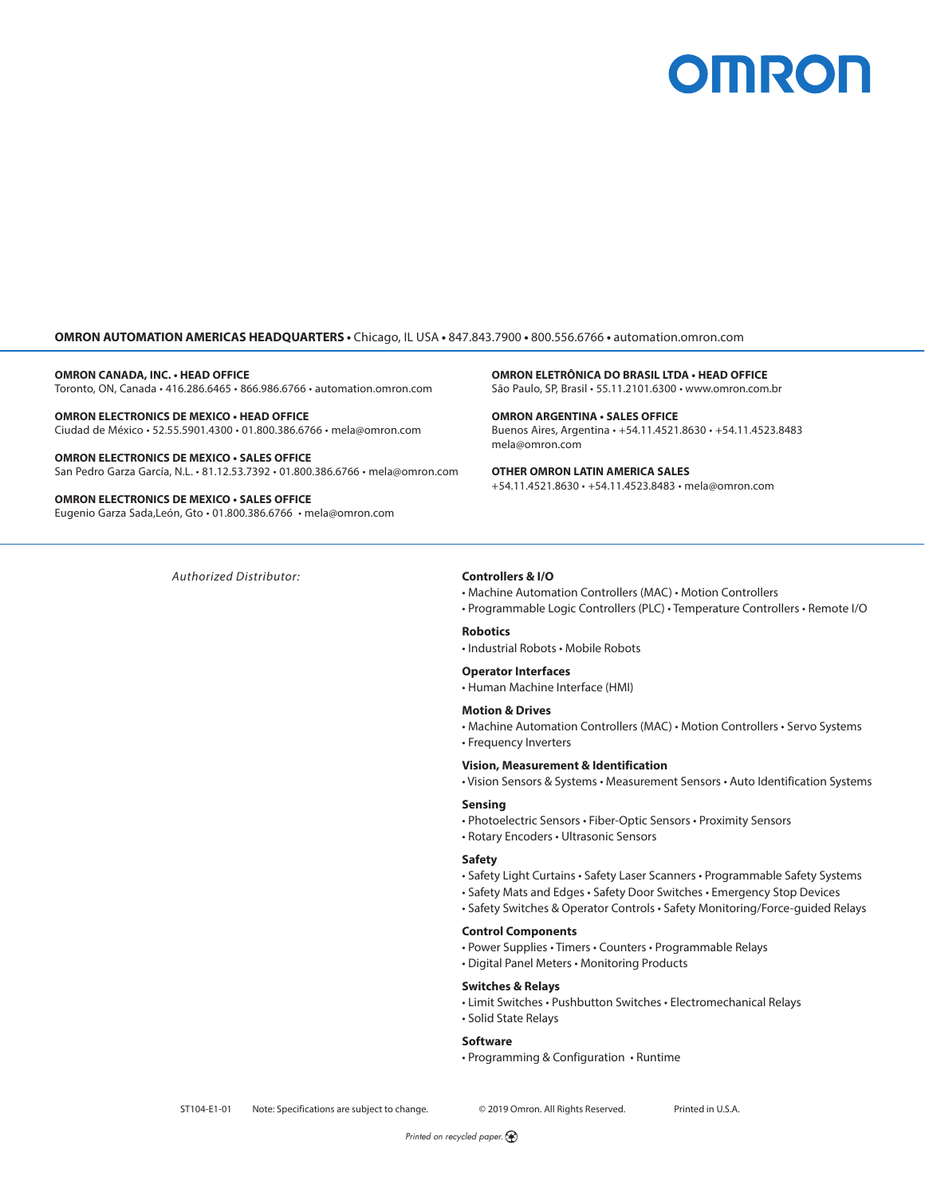**OMRON AUTOMATION AMERICAS HEADQUARTERS •** Chicago, IL USA • 847.843.7900 • 800.556.6766 • automation.omron.com

**OMRON CANADA, INC. • HEAD OFFICE**
Toronto, ON, Canada • 416.286.6465 • 866.986.6766 • automation.omron.com

**OMRON ELECTRONICS DE MEXICO • HEAD OFFICE**
Ciudad de México • 52.55.5901.4300 • 01.800.386.6766 • mela@omron.com

**OMRON ELECTRONICS DE MEXICO • SALES OFFICE**
San Pedro Garza García, N.L. • 81.12.53.7392 • 01.800.386.6766 • mela@omron.com

**OMRON ELECTRONICS DE MEXICO • SALES OFFICE**
Eugenio Garza Sada,León, Gto • 01.800.386.6766 • mela@omron.com

**OMRON ELETRÔNICA DO BRASIL LTDA • HEAD OFFICE**
São Paulo, SP, Brasil • 55.11.2101.6300 • www.omron.com.br

**OMRON ARGENTINA • SALES OFFICE**
Buenos Aires, Argentina • +54.11.4521.8630 • +54.11.4523.8483
mela@omron.com

**OTHER OMRON LATIN AMERICA SALES**
+54.11.4521.8630 • +54.11.4523.8483 • mela@omron.com

*Authorized Distributor:*

**Controllers & I/O**
- Machine Automation Controllers (MAC) • Motion Controllers
- Programmable Logic Controllers (PLC) • Temperature Controllers • Remote I/O

**Robotics**
- Industrial Robots • Mobile Robots

**Operator Interfaces**
- Human Machine Interface (HMI)

**Motion & Drives**
- Machine Automation Controllers (MAC) • Motion Controllers • Servo Systems
- Frequency Inverters

**Vision, Measurement & Identification**
- Vision Sensors & Systems • Measurement Sensors • Auto Identification Systems

**Sensing**
- Photoelectric Sensors • Fiber-Optic Sensors • Proximity Sensors
- Rotary Encoders • Ultrasonic Sensors

**Safety**
- Safety Light Curtains • Safety Laser Scanners • Programmable Safety Systems
- Safety Mats and Edges • Safety Door Switches • Emergency Stop Devices
- Safety Switches & Operator Controls • Safety Monitoring/Force-guided Relays

**Control Components**
- Power Supplies • Timers • Counters • Programmable Relays
- Digital Panel Meters • Monitoring Products

**Switches & Relays**
- Limit Switches • Pushbutton Switches • Electromechanical Relays
- Solid State Relays

**Software**
- Programming & Configuration • Runtime

ST104-E1-01 Note: Specifications are subject to change. © 2019 Omron. All Rights Reserved. Printed in U.S.A.

*Printed on recycled paper.*